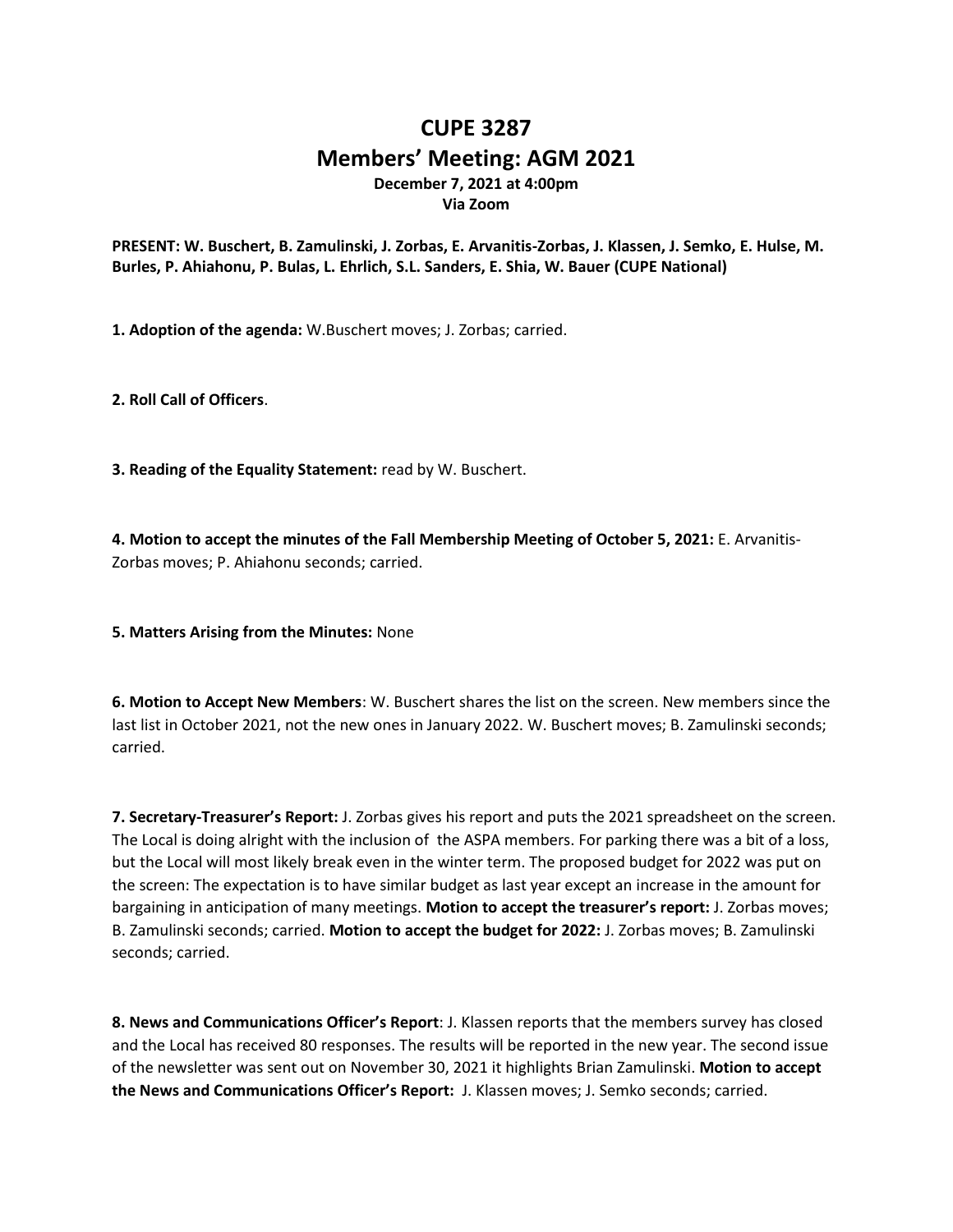# CUPE 3287
# Members' Meeting: AGM 2021

**December 7, 2021 at 4:00pm**
**Via Zoom**

**PRESENT: W. Buschert, B. Zamulinski, J. Zorbas, E. Arvanitis-Zorbas, J. Klassen, J. Semko, E. Hulse, M. Burles, P. Ahiahonu, P. Bulas, L. Ehrlich, S.L. Sanders, E. Shia, W. Bauer (CUPE National)**

**1. Adoption of the agenda:** W.Buschert moves; J. Zorbas; carried.

**2. Roll Call of Officers**.

**3. Reading of the Equality Statement:** read by W. Buschert.

**4. Motion to accept the minutes of the Fall Membership Meeting of October 5, 2021:** E. Arvanitis-Zorbas moves; P. Ahiahonu seconds; carried.

**5. Matters Arising from the Minutes:** None

**6. Motion to Accept New Members**: W. Buschert shares the list on the screen. New members since the last list in October 2021, not the new ones in January 2022. W. Buschert moves; B. Zamulinski seconds; carried.

**7. Secretary-Treasurer's Report:** J. Zorbas gives his report and puts the 2021 spreadsheet on the screen. The Local is doing alright with the inclusion of the ASPA members. For parking there was a bit of a loss, but the Local will most likely break even in the winter term. The proposed budget for 2022 was put on the screen: The expectation is to have similar budget as last year except an increase in the amount for bargaining in anticipation of many meetings. **Motion to accept the treasurer's report:** J. Zorbas moves; B. Zamulinski seconds; carried. **Motion to accept the budget for 2022:** J. Zorbas moves; B. Zamulinski seconds; carried.

**8. News and Communications Officer's Report**: J. Klassen reports that the members survey has closed and the Local has received 80 responses. The results will be reported in the new year. The second issue of the newsletter was sent out on November 30, 2021 it highlights Brian Zamulinski. **Motion to accept the News and Communications Officer's Report:** J. Klassen moves; J. Semko seconds; carried.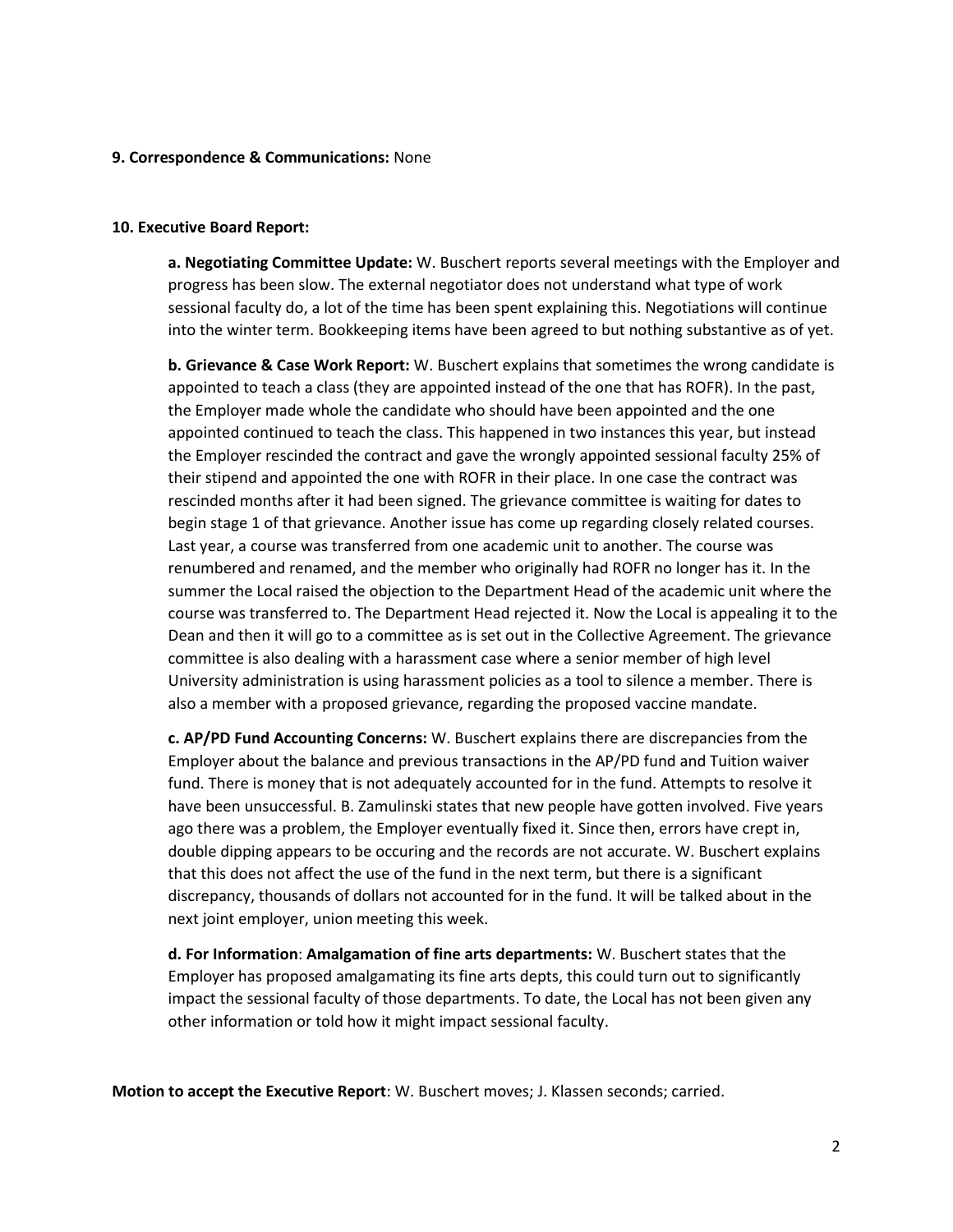**9. Correspondence & Communications:** None

**10. Executive Board Report:**

**a. Negotiating Committee Update:** W. Buschert reports several meetings with the Employer and progress has been slow. The external negotiator does not understand what type of work sessional faculty do, a lot of the time has been spent explaining this. Negotiations will continue into the winter term. Bookkeeping items have been agreed to but nothing substantive as of yet.

**b. Grievance & Case Work Report:** W. Buschert explains that sometimes the wrong candidate is appointed to teach a class (they are appointed instead of the one that has ROFR). In the past, the Employer made whole the candidate who should have been appointed and the one appointed continued to teach the class. This happened in two instances this year, but instead the Employer rescinded the contract and gave the wrongly appointed sessional faculty 25% of their stipend and appointed the one with ROFR in their place. In one case the contract was rescinded months after it had been signed. The grievance committee is waiting for dates to begin stage 1 of that grievance. Another issue has come up regarding closely related courses. Last year, a course was transferred from one academic unit to another. The course was renumbered and renamed, and the member who originally had ROFR no longer has it. In the summer the Local raised the objection to the Department Head of the academic unit where the course was transferred to. The Department Head rejected it. Now the Local is appealing it to the Dean and then it will go to a committee as is set out in the Collective Agreement. The grievance committee is also dealing with a harassment case where a senior member of high level University administration is using harassment policies as a tool to silence a member. There is also a member with a proposed grievance, regarding the proposed vaccine mandate.

**c. AP/PD Fund Accounting Concerns:** W. Buschert explains there are discrepancies from the Employer about the balance and previous transactions in the AP/PD fund and Tuition waiver fund. There is money that is not adequately accounted for in the fund. Attempts to resolve it have been unsuccessful. B. Zamulinski states that new people have gotten involved. Five years ago there was a problem, the Employer eventually fixed it. Since then, errors have crept in, double dipping appears to be occuring and the records are not accurate. W. Buschert explains that this does not affect the use of the fund in the next term, but there is a significant discrepancy, thousands of dollars not accounted for in the fund. It will be talked about in the next joint employer, union meeting this week.

**d. For Information**: **Amalgamation of fine arts departments:** W. Buschert states that the Employer has proposed amalgamating its fine arts depts, this could turn out to significantly impact the sessional faculty of those departments. To date, the Local has not been given any other information or told how it might impact sessional faculty.

**Motion to accept the Executive Report**: W. Buschert moves; J. Klassen seconds; carried.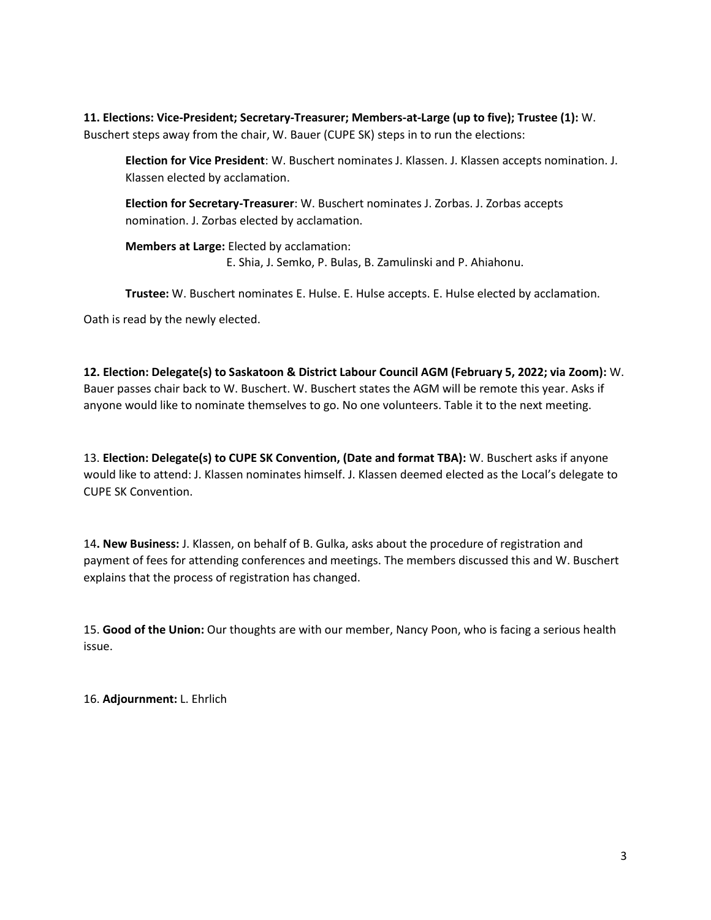**11. Elections: Vice-President; Secretary-Treasurer; Members-at-Large (up to five); Trustee (1):** W. Buschert steps away from the chair, W. Bauer (CUPE SK) steps in to run the elections:

> **Election for Vice President**: W. Buschert nominates J. Klassen. J. Klassen accepts nomination. J. Klassen elected by acclamation.
>
> **Election for Secretary-Treasurer**: W. Buschert nominates J. Zorbas. J. Zorbas accepts nomination. J. Zorbas elected by acclamation.
>
> **Members at Large:** Elected by acclamation:
> E. Shia, J. Semko, P. Bulas, B. Zamulinski and P. Ahiahonu.
>
> **Trustee:** W. Buschert nominates E. Hulse. E. Hulse accepts. E. Hulse elected by acclamation.

Oath is read by the newly elected.

**12. Election: Delegate(s) to Saskatoon & District Labour Council AGM (February 5, 2022; via Zoom):** W. Bauer passes chair back to W. Buschert. W. Buschert states the AGM will be remote this year. Asks if anyone would like to nominate themselves to go. No one volunteers. Table it to the next meeting.

13. **Election: Delegate(s) to CUPE SK Convention, (Date and format TBA):** W. Buschert asks if anyone would like to attend: J. Klassen nominates himself. J. Klassen deemed elected as the Local's delegate to CUPE SK Convention.

14**. New Business:** J. Klassen, on behalf of B. Gulka, asks about the procedure of registration and payment of fees for attending conferences and meetings. The members discussed this and W. Buschert explains that the process of registration has changed.

15. **Good of the Union:** Our thoughts are with our member, Nancy Poon, who is facing a serious health issue.

16. **Adjournment:** L. Ehrlich